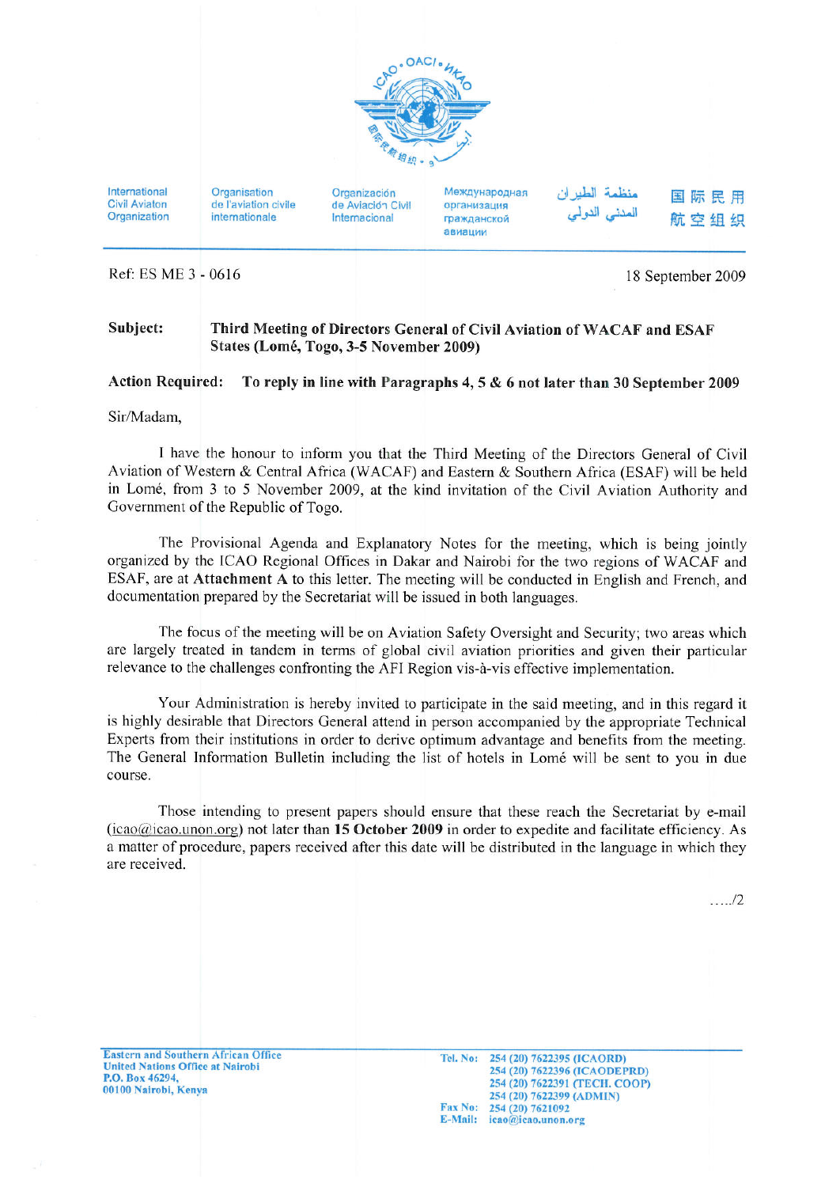International Civil Aviaton Organization | Organisation de l'aviation civile internationale | Organización de Aviación Civil Internacional | Международная организация гражданской авиации | منظمة الطيران المدني الدولي | 国际民用航空组织

Ref: ES ME 3 - 0616

18 September 2009

**Subject:** **Third Meeting of Directors General of Civil Aviation of WACAF and ESAF States (Lomé, Togo, 3-5 November 2009)**

**Action Required:** **To reply in line with Paragraphs 4, 5 & 6 not later than 30 September 2009**

Sir/Madam,

I have the honour to inform you that the Third Meeting of the Directors General of Civil Aviation of Western & Central Africa (WACAF) and Eastern & Southern Africa (ESAF) will be held in Lomé, from 3 to 5 November 2009, at the kind invitation of the Civil Aviation Authority and Government of the Republic of Togo.

The Provisional Agenda and Explanatory Notes for the meeting, which is being jointly organized by the ICAO Regional Offices in Dakar and Nairobi for the two regions of WACAF and ESAF, are at **Attachment A** to this letter. The meeting will be conducted in English and French, and documentation prepared by the Secretariat will be issued in both languages.

The focus of the meeting will be on Aviation Safety Oversight and Security; two areas which are largely treated in tandem in terms of global civil aviation priorities and given their particular relevance to the challenges confronting the AFI Region vis-à-vis effective implementation.

Your Administration is hereby invited to participate in the said meeting, and in this regard it is highly desirable that Directors General attend in person accompanied by the appropriate Technical Experts from their institutions in order to derive optimum advantage and benefits from the meeting. The General Information Bulletin including the list of hotels in Lomé will be sent to you in due course.

Those intending to present papers should ensure that these reach the Secretariat by e-mail (icao@icao.unon.org) not later than **15 October 2009** in order to expedite and facilitate efficiency. As a matter of procedure, papers received after this date will be distributed in the language in which they are received.

...../2

**Eastern and Southern African Office**
**United Nations Office at Nairobi**
**P.O. Box 46294,**
**00100 Nairobi, Kenya**

**Tel. No:** 254 (20) 7622395 (ICAORD)
254 (20) 7622396 (ICAODEPRD)
254 (20) 7622391 (TECH. COOP)
254 (20) 7622399 (ADMIN)
**Fax No:** 254 (20) 7621092
**E-Mail:** icao@icao.unon.org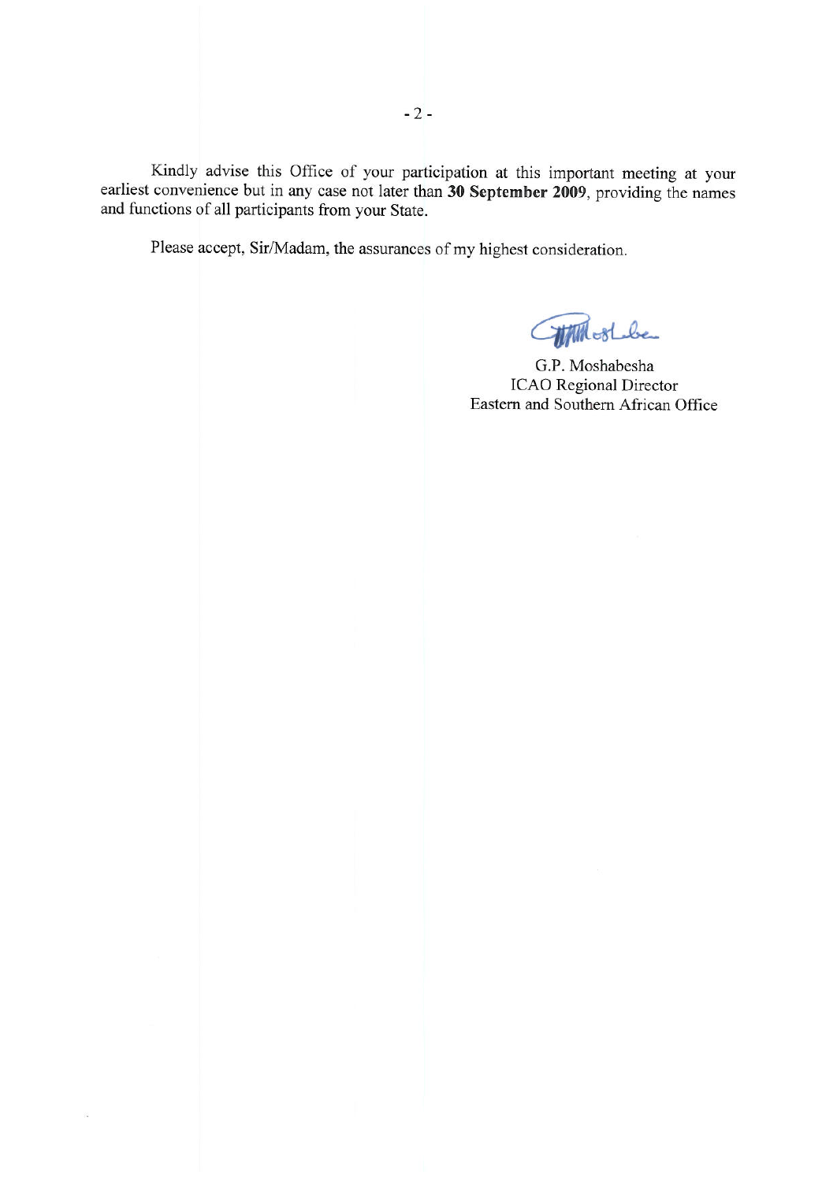Kindly advise this Office of your participation at this important meeting at your earliest convenience but in any case not later than **30 September 2009**, providing the names and functions of all participants from your State.

Please accept, Sir/Madam, the assurances of my highest consideration.

G.P. Moshabesha
ICAO Regional Director
Eastern and Southern African Office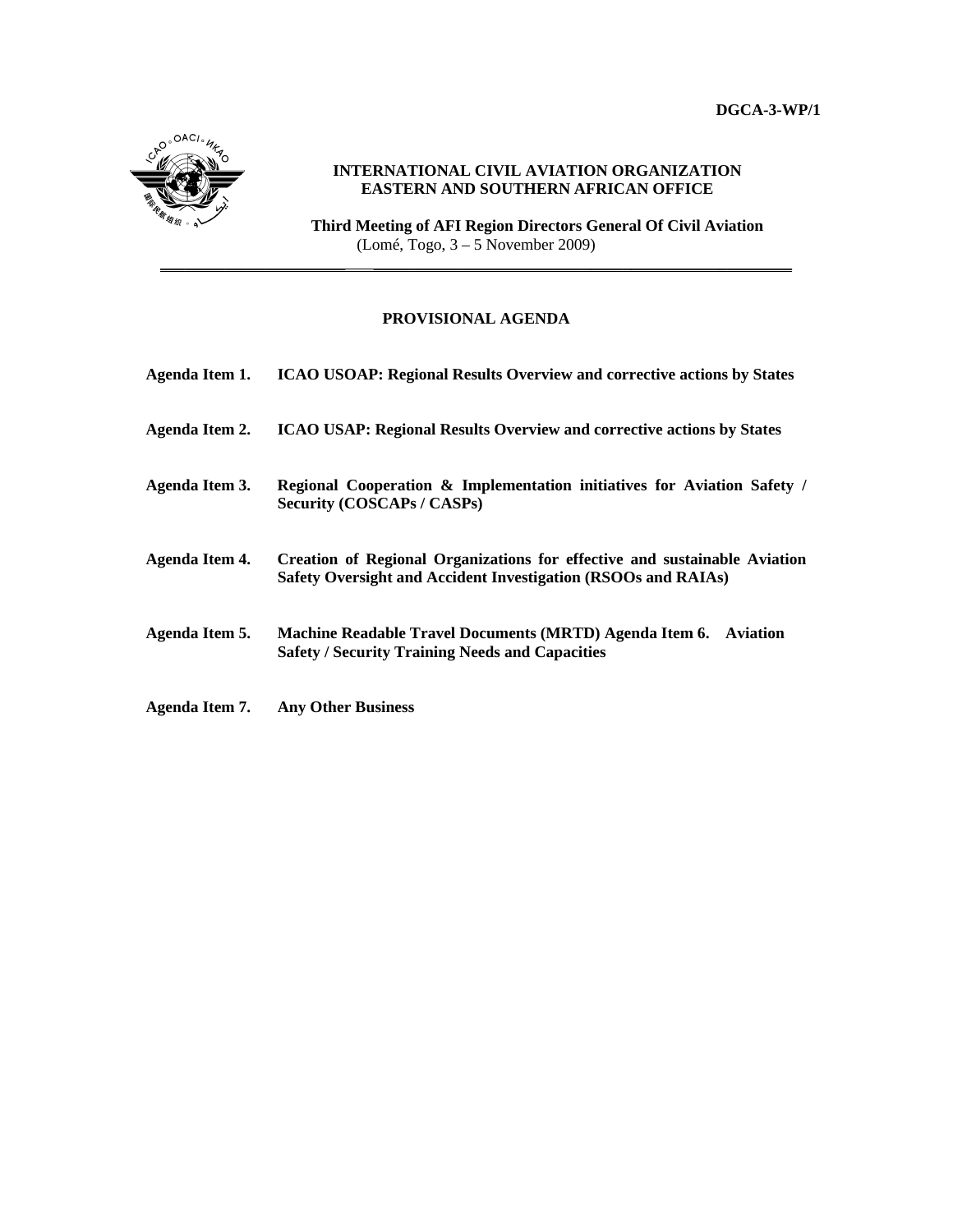DGCA-3-WP/1

**INTERNATIONAL CIVIL AVIATION ORGANIZATION**
**EASTERN AND SOUTHERN AFRICAN OFFICE**

**Third Meeting of AFI Region Directors General Of Civil Aviation**
(Lomé, Togo, 3 – 5 November 2009)

---

## PROVISIONAL AGENDA

**Agenda Item 1.** **ICAO USOAP: Regional Results Overview and corrective actions by States**

**Agenda Item 2.** **ICAO USAP: Regional Results Overview and corrective actions by States**

**Agenda Item 3.** **Regional Cooperation & Implementation initiatives for Aviation Safety / Security (COSCAPs / CASPs)**

**Agenda Item 4.** **Creation of Regional Organizations for effective and sustainable Aviation Safety Oversight and Accident Investigation (RSOOs and RAIAs)**

**Agenda Item 5.** **Machine Readable Travel Documents (MRTD) Agenda Item 6. Aviation Safety / Security Training Needs and Capacities**

**Agenda Item 7.** **Any Other Business**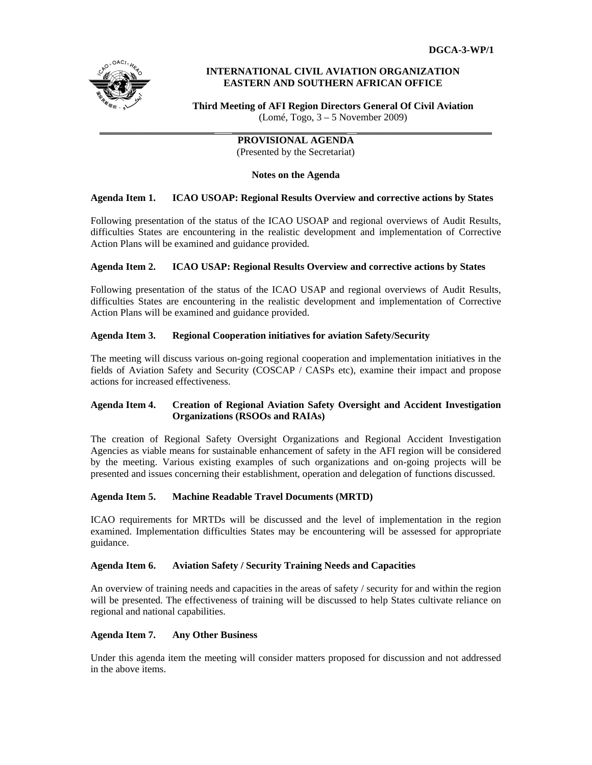DGCA-3-WP/1

**INTERNATIONAL CIVIL AVIATION ORGANIZATION**
**EASTERN AND SOUTHERN AFRICAN OFFICE**

**Third Meeting of AFI Region Directors General Of Civil Aviation**
(Lomé, Togo, 3 – 5 November 2009)

# PROVISIONAL AGENDA

(Presented by the Secretariat)

## Notes on the Agenda

### Agenda Item 1. ICAO USOAP: Regional Results Overview and corrective actions by States

Following presentation of the status of the ICAO USOAP and regional overviews of Audit Results, difficulties States are encountering in the realistic development and implementation of Corrective Action Plans will be examined and guidance provided.

### Agenda Item 2. ICAO USAP: Regional Results Overview and corrective actions by States

Following presentation of the status of the ICAO USAP and regional overviews of Audit Results, difficulties States are encountering in the realistic development and implementation of Corrective Action Plans will be examined and guidance provided.

### Agenda Item 3. Regional Cooperation initiatives for aviation Safety/Security

The meeting will discuss various on-going regional cooperation and implementation initiatives in the fields of Aviation Safety and Security (COSCAP / CASPs etc), examine their impact and propose actions for increased effectiveness.

### Agenda Item 4. Creation of Regional Aviation Safety Oversight and Accident Investigation Organizations (RSOOs and RAIAs)

The creation of Regional Safety Oversight Organizations and Regional Accident Investigation Agencies as viable means for sustainable enhancement of safety in the AFI region will be considered by the meeting. Various existing examples of such organizations and on-going projects will be presented and issues concerning their establishment, operation and delegation of functions discussed.

### Agenda Item 5. Machine Readable Travel Documents (MRTD)

ICAO requirements for MRTDs will be discussed and the level of implementation in the region examined. Implementation difficulties States may be encountering will be assessed for appropriate guidance.

### Agenda Item 6. Aviation Safety / Security Training Needs and Capacities

An overview of training needs and capacities in the areas of safety / security for and within the region will be presented. The effectiveness of training will be discussed to help States cultivate reliance on regional and national capabilities.

### Agenda Item 7. Any Other Business

Under this agenda item the meeting will consider matters proposed for discussion and not addressed in the above items.